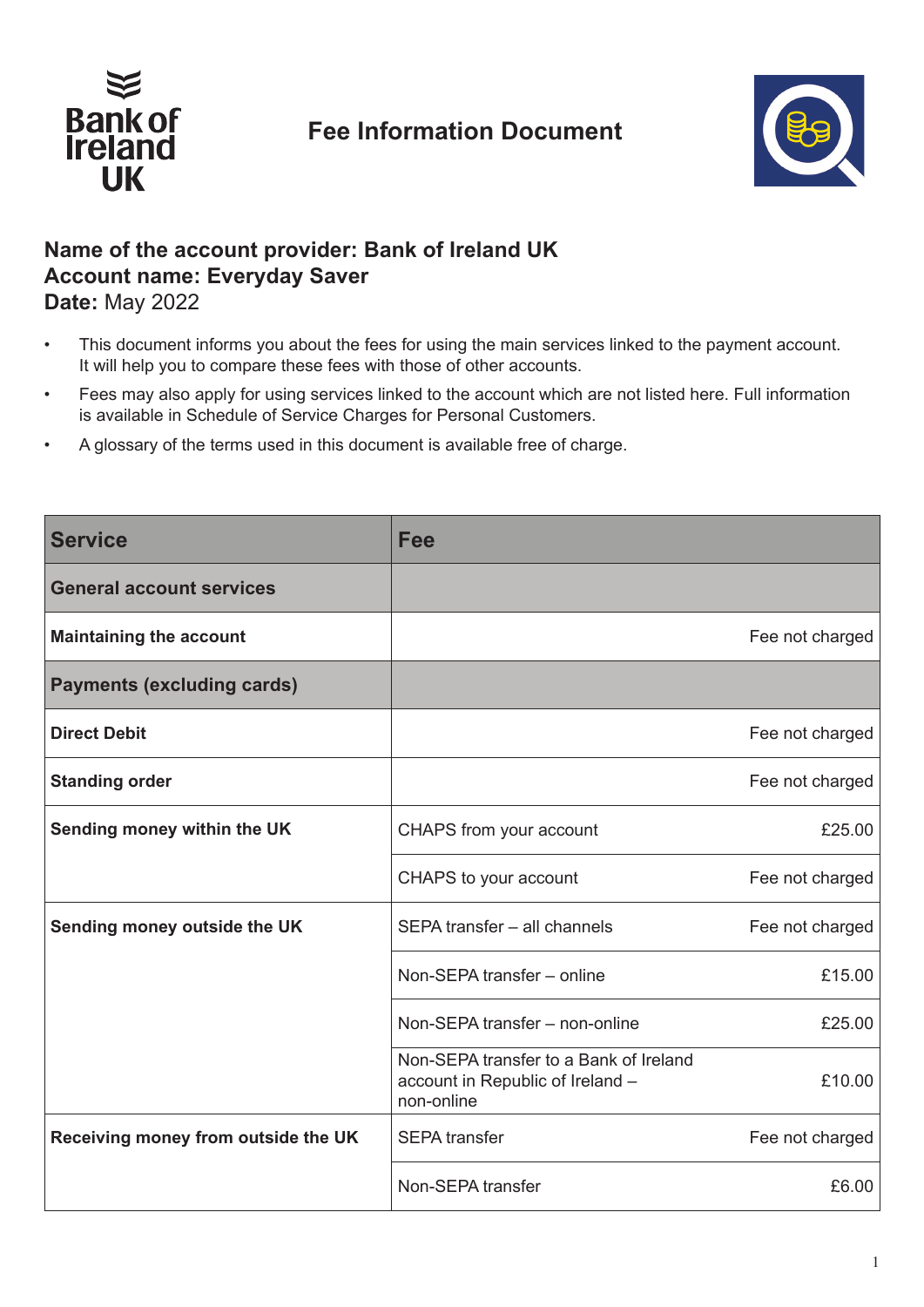Bank of Ireland UK

# Fee Information Document

**Name of the account provider: Bank of Ireland UK**
**Account name: Everyday Saver**
**Date:** May 2022

- This document informs you about the fees for using the main services linked to the payment account. It will help you to compare these fees with those of other accounts.
- Fees may also apply for using services linked to the account which are not listed here. Full information is available in Schedule of Service Charges for Personal Customers.
- A glossary of the terms used in this document is available free of charge.

| Service | Fee | |
|---|---|---|
| **General account services** | | |
| **Maintaining the account** | | Fee not charged |
| **Payments (excluding cards)** | | |
| **Direct Debit** | | Fee not charged |
| **Standing order** | | Fee not charged |
| **Sending money within the UK** | CHAPS from your account | £25.00 |
| | CHAPS to your account | Fee not charged |
| **Sending money outside the UK** | SEPA transfer – all channels | Fee not charged |
| | Non-SEPA transfer – online | £15.00 |
| | Non-SEPA transfer – non-online | £25.00 |
| | Non-SEPA transfer to a Bank of Ireland account in Republic of Ireland – non-online | £10.00 |
| **Receiving money from outside the UK** | SEPA transfer | Fee not charged |
| | Non-SEPA transfer | £6.00 |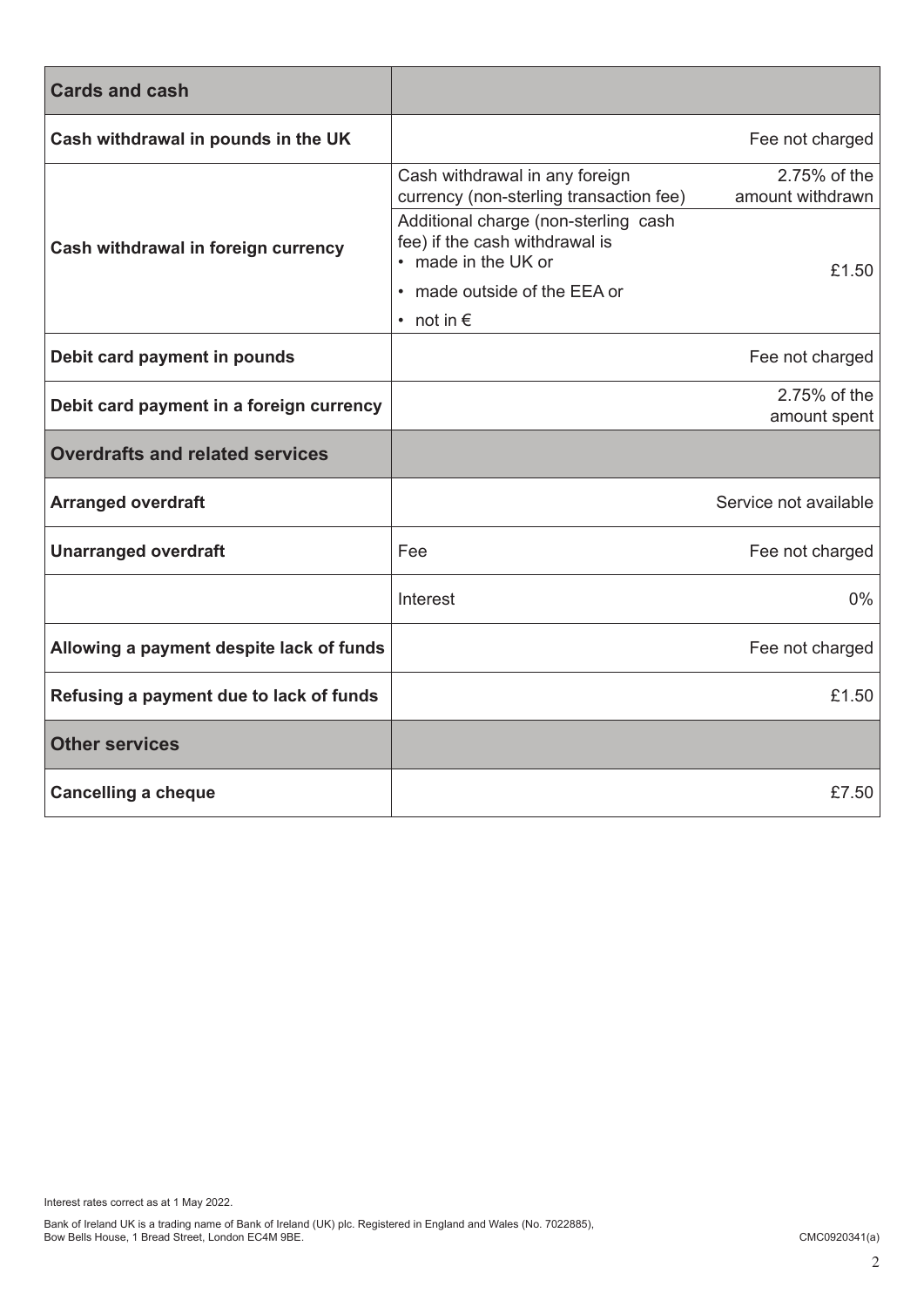| | | |
|---|---|---|
| **Cards and cash** | | |
| **Cash withdrawal in pounds in the UK** | | Fee not charged |
| **Cash withdrawal in foreign currency** | Cash withdrawal in any foreign currency (non-sterling transaction fee) | 2.75% of the amount withdrawn |
| | Additional charge (non-sterling cash fee) if the cash withdrawal is<br>• made in the UK or<br>• made outside of the EEA or<br>• not in € | £1.50 |
| **Debit card payment in pounds** | | Fee not charged |
| **Debit card payment in a foreign currency** | | 2.75% of the amount spent |
| **Overdrafts and related services** | | |
| **Arranged overdraft** | | Service not available |
| **Unarranged overdraft** | Fee | Fee not charged |
| | Interest | 0% |
| **Allowing a payment despite lack of funds** | | Fee not charged |
| **Refusing a payment due to lack of funds** | | £1.50 |
| **Other services** | | |
| **Cancelling a cheque** | | £7.50 |

Interest rates correct as at 1 May 2022.

Bank of Ireland UK is a trading name of Bank of Ireland (UK) plc. Registered in England and Wales (No. 7022885), Bow Bells House, 1 Bread Street, London EC4M 9BE.

CMC0920341(a)